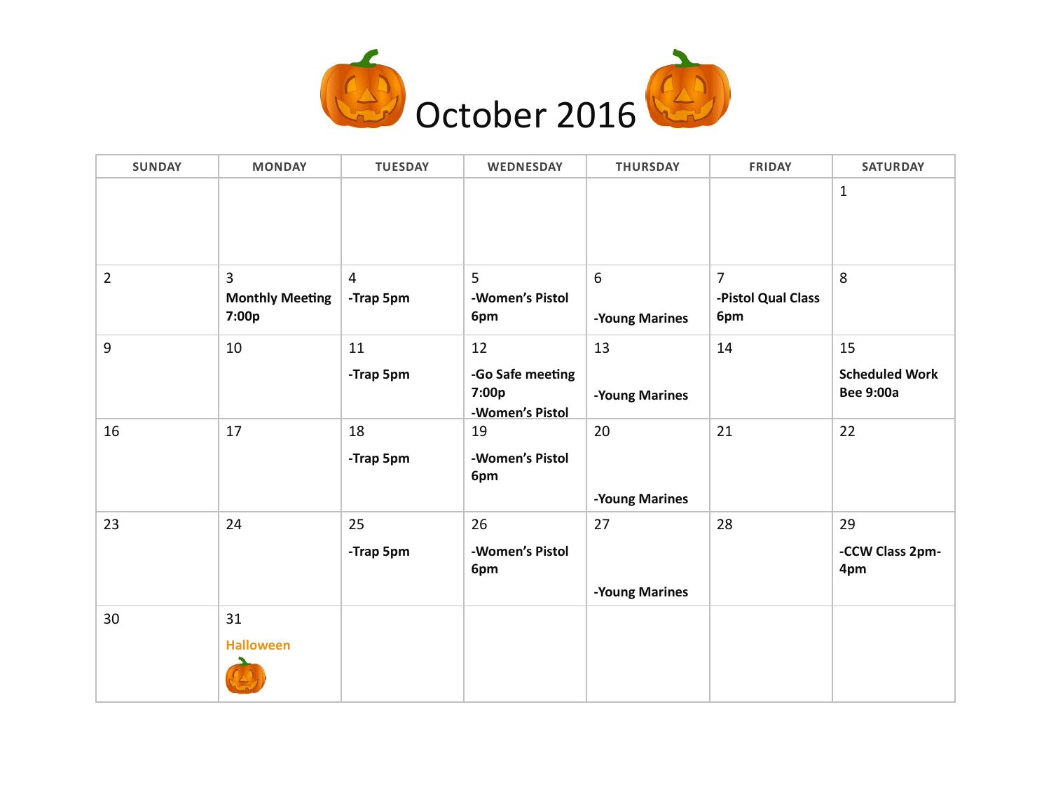# October 2016

| SUNDAY | MONDAY | TUESDAY | WEDNESDAY | THURSDAY | FRIDAY | SATURDAY |
| --- | --- | --- | --- | --- | --- | --- |
| | | | | | | 1 |
| 2 | 3 **Monthly Meeting 7:00p** | 4 **-Trap 5pm** | 5 **-Women's Pistol 6pm** | 6 **-Young Marines** | 7 **-Pistol Qual Class 6pm** | 8 |
| 9 | 10 | 11 **-Trap 5pm** | 12 **-Go Safe meeting 7:00p** **-Women's Pistol** | 13 **-Young Marines** | 14 | 15 **Scheduled Work Bee 9:00a** |
| 16 | 17 | 18 **-Trap 5pm** | 19 **-Women's Pistol 6pm** | 20 **-Young Marines** | 21 | 22 |
| 23 | 24 | 25 **-Trap 5pm** | 26 **-Women's Pistol 6pm** | 27 **-Young Marines** | 28 | 29 **-CCW Class 2pm-4pm** |
| 30 | 31 **Halloween** | | | | | |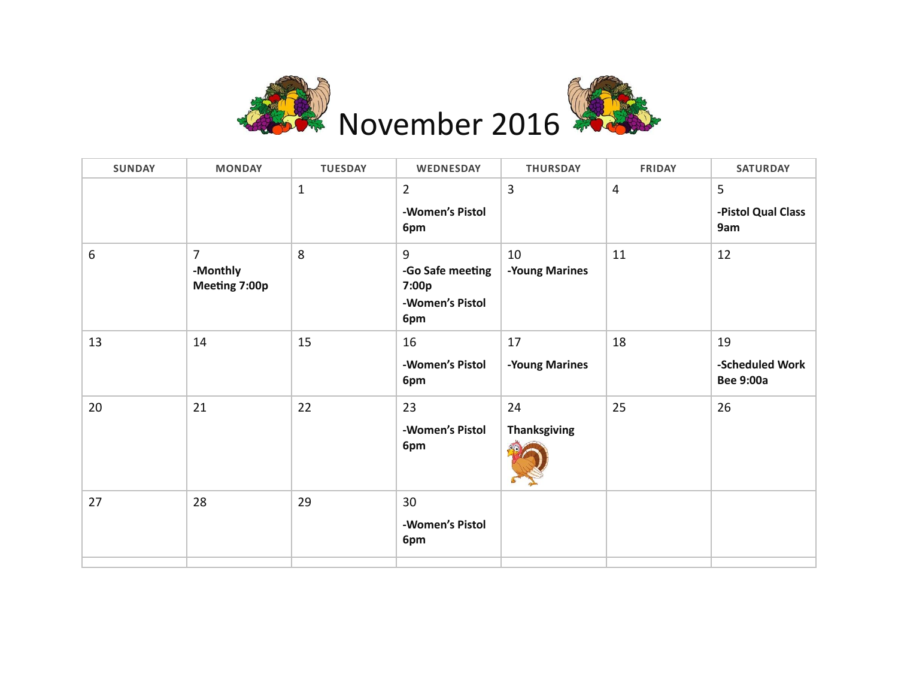# November 2016

| SUNDAY | MONDAY | TUESDAY | WEDNESDAY | THURSDAY | FRIDAY | SATURDAY |
| --- | --- | --- | --- | --- | --- | --- |
| | | 1 | 2 **-Women's Pistol 6pm** | 3 | 4 | 5 **-Pistol Qual Class 9am** |
| 6 | 7 **-Monthly Meeting 7:00p** | 8 | 9 **-Go Safe meeting 7:00p** **-Women's Pistol 6pm** | 10 **-Young Marines** | 11 | 12 |
| 13 | 14 | 15 | 16 **-Women's Pistol 6pm** | 17 **-Young Marines** | 18 | 19 **-Scheduled Work Bee 9:00a** |
| 20 | 21 | 22 | 23 **-Women's Pistol 6pm** | 24 **Thanksgiving** | 25 | 26 |
| 27 | 28 | 29 | 30 **-Women's Pistol 6pm** | | | |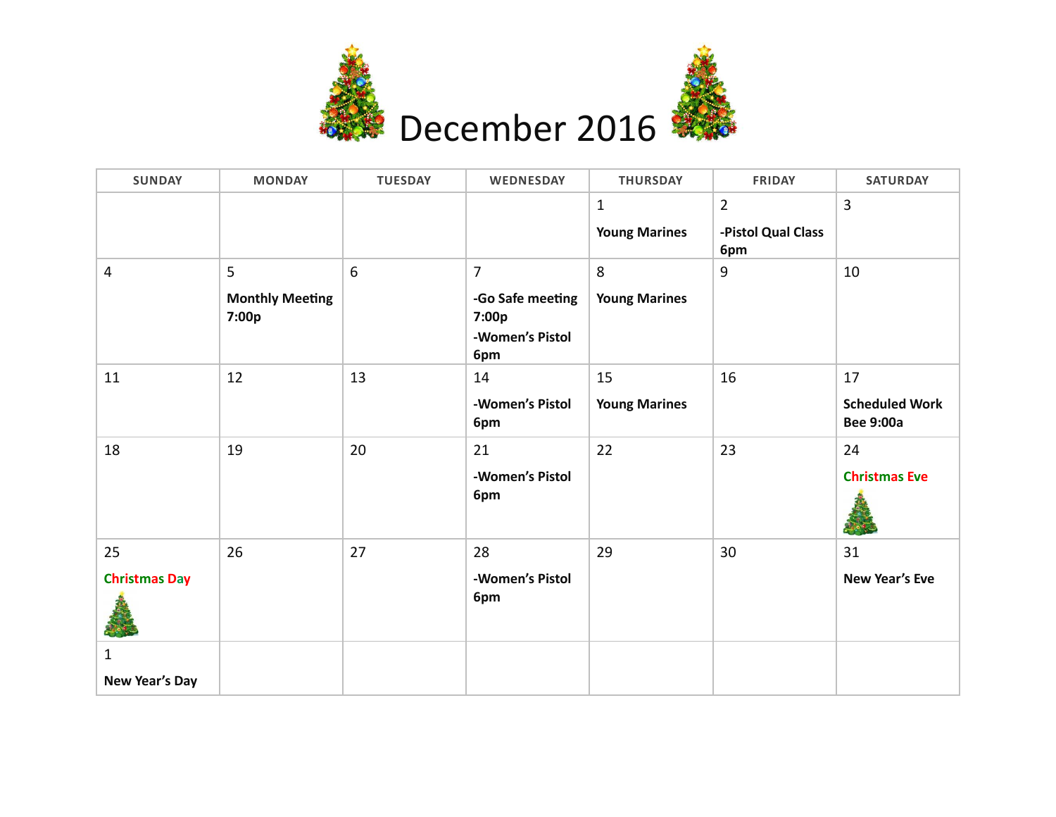# December 2016

| SUNDAY | MONDAY | TUESDAY | WEDNESDAY | THURSDAY | FRIDAY | SATURDAY |
|---|---|---|---|---|---|---|
| | | | | 1 **Young Marines** | 2 **-Pistol Qual Class 6pm** | 3 |
| 4 | 5 **Monthly Meeting 7:00p** | 6 | 7 **-Go Safe meeting 7:00p** **-Women's Pistol 6pm** | 8 **Young Marines** | 9 | 10 |
| 11 | 12 | 13 | 14 **-Women's Pistol 6pm** | 15 **Young Marines** | 16 | 17 **Scheduled Work Bee 9:00a** |
| 18 | 19 | 20 | 21 **-Women's Pistol 6pm** | 22 | 23 | 24 **Christmas Eve** |
| 25 **Christmas Day** | 26 | 27 | 28 **-Women's Pistol 6pm** | 29 | 30 | 31 **New Year's Eve** |
| 1 **New Year's Day** | | | | | | |